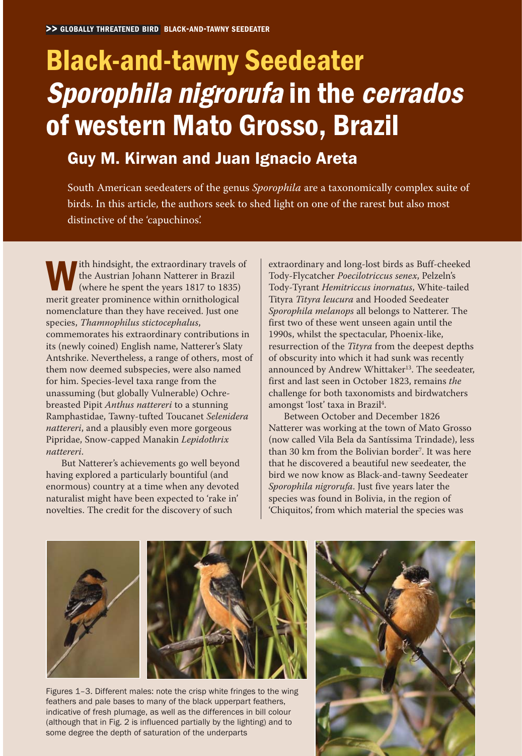# Black-and-tawny Seedeater *Sporophila nigrorufa* in the *cerrados* of western Mato Grosso, Brazil

## Guy M. Kirwan and Juan Ignacio Areta

South American seedeaters of the genus *Sporophila* are a taxonomically complex suite of birds. In this article, the authors seek to shed light on one of the rarest but also most distinctive of the 'capuchinos'.

With hindsight, the extraordinary travels of the Austrian Johann Natterer in Brazil (where he spent the years 1817 to 1835) merit greater prominence within ornithological nomenclature than they have received. Just one species, *Thamnophilus stictocephalus*, commemorates his extraordinary contributions in its (newly coined) English name, Natterer's Slaty Antshrike. Nevertheless, a range of others, most of them now deemed subspecies, were also named for him. Species-level taxa range from the unassuming (but globally Vulnerable) Ochre-breasted Pipit *Anthus nattereri* to a stunning Ramphastidae, Tawny-tufted Toucanet *Selenidera nattereri*, and a plausibly even more gorgeous Pipridae, Snow-capped Manakin *Lepidothrix nattereri*.

But Natterer's achievements go well beyond having explored a particularly bountiful (and enormous) country at a time when any devoted naturalist might have been expected to 'rake in' novelties. The credit for the discovery of such extraordinary and long-lost birds as Buff-cheeked Tody-Flycatcher *Poecilotriccus senex*, Pelzeln's Tody-Tyrant *Hemitriccus inornatus*, White-tailed Tityra *Tityra leucura* and Hooded Seedeater *Sporophila melanops* all belongs to Natterer. The first two of these went unseen again until the 1990s, whilst the spectacular, Phoenix-like, resurrection of the *Tityra* from the deepest depths of obscurity into which it had sunk was recently announced by Andrew Whittaker[13]. The seedeater, first and last seen in October 1823, remains *the* challenge for both taxonomists and birdwatchers amongst 'lost' taxa in Brazil[4].

Between October and December 1826 Natterer was working at the town of Mato Grosso (now called Vila Bela da Santíssima Trindade), less than 30 km from the Bolivian border[7]. It was here that he discovered a beautiful new seedeater, the bird we now know as Black-and-tawny Seedeater *Sporophila nigrorufa*. Just five years later the species was found in Bolivia, in the region of 'Chiquitos', from which material the species was

Figures 1–3. Different males: note the crisp white fringes to the wing feathers and pale bases to many of the black upperpart feathers, indicative of fresh plumage, as well as the differences in bill colour (although that in Fig. 2 is influenced partially by the lighting) and to some degree the depth of saturation of the underparts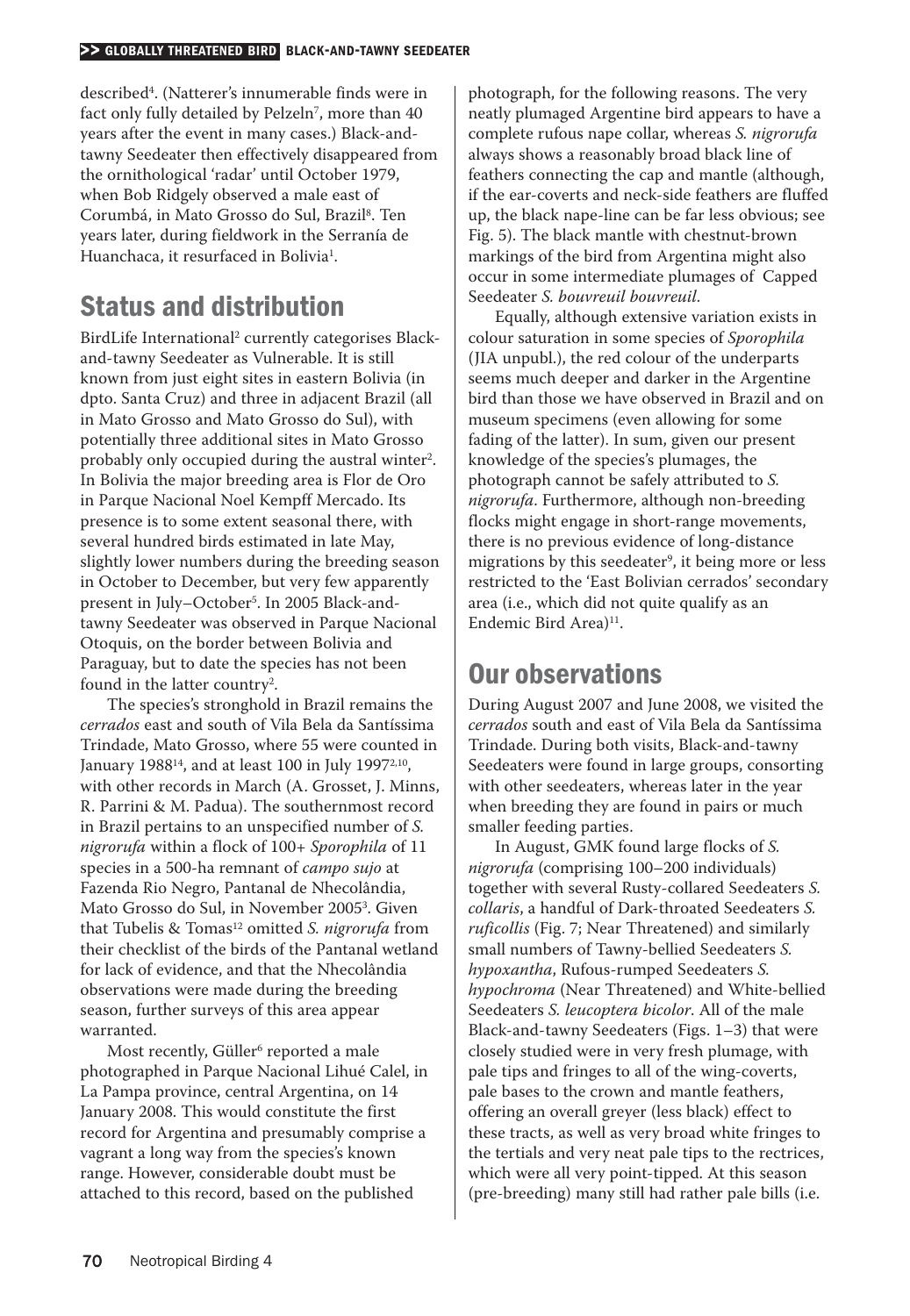described[4]. (Natterer's innumerable finds were in fact only fully detailed by Pelzeln[7], more than 40 years after the event in many cases.) Black-and-tawny Seedeater then effectively disappeared from the ornithological 'radar' until October 1979, when Bob Ridgely observed a male east of Corumbá, in Mato Grosso do Sul, Brazil[8]. Ten years later, during fieldwork in the Serranía de Huanchaca, it resurfaced in Bolivia[1].

## Status and distribution

BirdLife International[2] currently categorises Black-and-tawny Seedeater as Vulnerable. It is still known from just eight sites in eastern Bolivia (in dpto. Santa Cruz) and three in adjacent Brazil (all in Mato Grosso and Mato Grosso do Sul), with potentially three additional sites in Mato Grosso probably only occupied during the austral winter[2]. In Bolivia the major breeding area is Flor de Oro in Parque Nacional Noel Kempff Mercado. Its presence is to some extent seasonal there, with several hundred birds estimated in late May, slightly lower numbers during the breeding season in October to December, but very few apparently present in July–October[5]. In 2005 Black-and-tawny Seedeater was observed in Parque Nacional Otoquis, on the border between Bolivia and Paraguay, but to date the species has not been found in the latter country[2].

The species's stronghold in Brazil remains the *cerrados* east and south of Vila Bela da Santíssima Trindade, Mato Grosso, where 55 were counted in January 1988[14], and at least 100 in July 1997[2,10], with other records in March (A. Grosset, J. Minns, R. Parrini & M. Padua). The southernmost record in Brazil pertains to an unspecified number of *S. nigrorufa* within a flock of 100+ *Sporophila* of 11 species in a 500-ha remnant of *campo sujo* at Fazenda Rio Negro, Pantanal de Nhecolândia, Mato Grosso do Sul, in November 2005[3]. Given that Tubelis & Tomas[12] omitted *S. nigrorufa* from their checklist of the birds of the Pantanal wetland for lack of evidence, and that the Nhecolândia observations were made during the breeding season, further surveys of this area appear warranted.

Most recently, Güller[6] reported a male photographed in Parque Nacional Lihué Calel, in La Pampa province, central Argentina, on 14 January 2008. This would constitute the first record for Argentina and presumably comprise a vagrant a long way from the species's known range. However, considerable doubt must be attached to this record, based on the published photograph, for the following reasons. The very neatly plumaged Argentine bird appears to have a complete rufous nape collar, whereas *S. nigrorufa* always shows a reasonably broad black line of feathers connecting the cap and mantle (although, if the ear-coverts and neck-side feathers are fluffed up, the black nape-line can be far less obvious; see Fig. 5). The black mantle with chestnut-brown markings of the bird from Argentina might also occur in some intermediate plumages of Capped Seedeater *S. bouvreuil bouvreuil*.

Equally, although extensive variation exists in colour saturation in some species of *Sporophila* (JIA unpubl.), the red colour of the underparts seems much deeper and darker in the Argentine bird than those we have observed in Brazil and on museum specimens (even allowing for some fading of the latter). In sum, given our present knowledge of the species's plumages, the photograph cannot be safely attributed to *S. nigrorufa*. Furthermore, although non-breeding flocks might engage in short-range movements, there is no previous evidence of long-distance migrations by this seedeater[9], it being more or less restricted to the 'East Bolivian cerrados' secondary area (i.e., which did not quite qualify as an Endemic Bird Area)[11].

## Our observations

During August 2007 and June 2008, we visited the *cerrados* south and east of Vila Bela da Santíssima Trindade. During both visits, Black-and-tawny Seedeaters were found in large groups, consorting with other seedeaters, whereas later in the year when breeding they are found in pairs or much smaller feeding parties.

In August, GMK found large flocks of *S. nigrorufa* (comprising 100–200 individuals) together with several Rusty-collared Seedeaters *S. collaris*, a handful of Dark-throated Seedeaters *S. ruficollis* (Fig. 7; Near Threatened) and similarly small numbers of Tawny-bellied Seedeaters *S. hypoxantha*, Rufous-rumped Seedeaters *S. hypochroma* (Near Threatened) and White-bellied Seedeaters *S. leucoptera bicolor*. All of the male Black-and-tawny Seedeaters (Figs. 1–3) that were closely studied were in very fresh plumage, with pale tips and fringes to all of the wing-coverts, pale bases to the crown and mantle feathers, offering an overall greyer (less black) effect to these tracts, as well as very broad white fringes to the tertials and very neat pale tips to the rectrices, which were all very point-tipped. At this season (pre-breeding) many still had rather pale bills (i.e.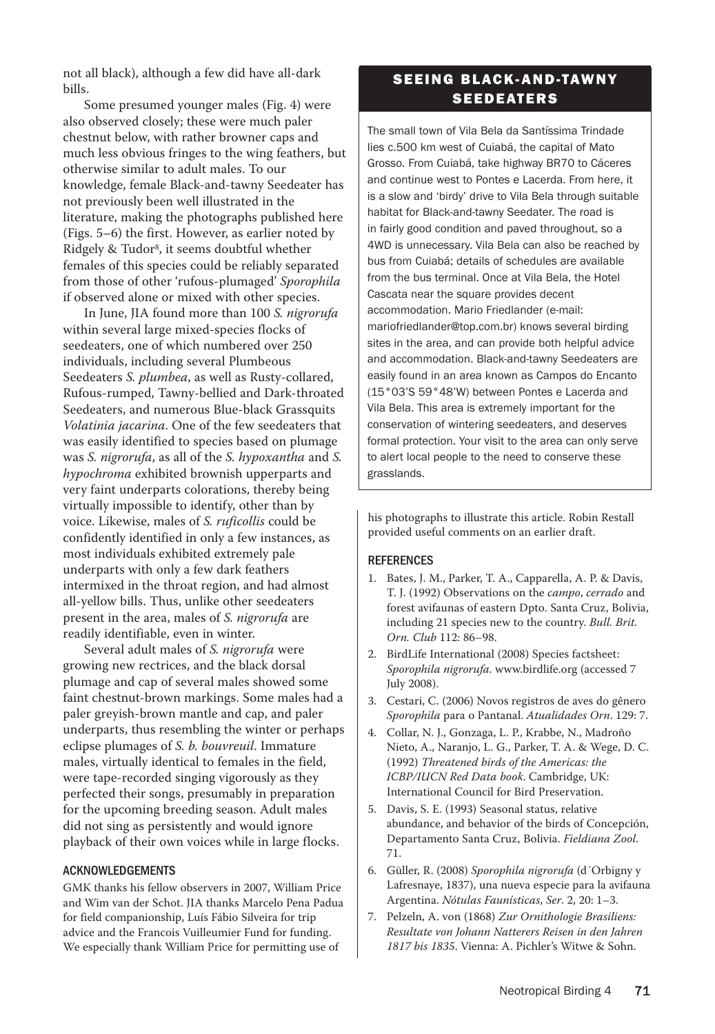not all black), although a few did have all-dark bills.

Some presumed younger males (Fig. 4) were also observed closely; these were much paler chestnut below, with rather browner caps and much less obvious fringes to the wing feathers, but otherwise similar to adult males. To our knowledge, female Black-and-tawny Seedeater has not previously been well illustrated in the literature, making the photographs published here (Figs. 5–6) the first. However, as earlier noted by Ridgely & Tudor[8], it seems doubtful whether females of this species could be reliably separated from those of other 'rufous-plumaged' *Sporophila* if observed alone or mixed with other species.

In June, JIA found more than 100 *S. nigrorufa* within several large mixed-species flocks of seedeaters, one of which numbered over 250 individuals, including several Plumbeous Seedeaters *S. plumbea*, as well as Rusty-collared, Rufous-rumped, Tawny-bellied and Dark-throated Seedeaters, and numerous Blue-black Grassquits *Volatinia jacarina*. One of the few seedeaters that was easily identified to species based on plumage was *S. nigrorufa*, as all of the *S. hypoxantha* and *S. hypochroma* exhibited brownish upperparts and very faint underparts colorations, thereby being virtually impossible to identify, other than by voice. Likewise, males of *S. ruficollis* could be confidently identified in only a few instances, as most individuals exhibited extremely pale underparts with only a few dark feathers intermixed in the throat region, and had almost all-yellow bills. Thus, unlike other seedeaters present in the area, males of *S. nigrorufa* are readily identifiable, even in winter.

Several adult males of *S. nigrorufa* were growing new rectrices, and the black dorsal plumage and cap of several males showed some faint chestnut-brown markings. Some males had a paler greyish-brown mantle and cap, and paler underparts, thus resembling the winter or perhaps eclipse plumages of *S. b. bouvreuil*. Immature males, virtually identical to females in the field, were tape-recorded singing vigorously as they perfected their songs, presumably in preparation for the upcoming breeding season. Adult males did not sing as persistently and would ignore playback of their own voices while in large flocks.

## ACKNOWLEDGEMENTS

GMK thanks his fellow observers in 2007, William Price and Wim van der Schot. JIA thanks Marcelo Pena Padua for field companionship, Luís Fábio Silveira for trip advice and the Francois Vuilleumier Fund for funding. We especially thank William Price for permitting use of his photographs to illustrate this article. Robin Restall provided useful comments on an earlier draft.

## SEEING BLACK-AND-TAWNY SEEDEATERS

The small town of Vila Bela da Santíssima Trindade lies c.500 km west of Cuiabá, the capital of Mato Grosso. From Cuiabá, take highway BR70 to Cáceres and continue west to Pontes e Lacerda. From here, it is a slow and 'birdy' drive to Vila Bela through suitable habitat for Black-and-tawny Seedater. The road is in fairly good condition and paved throughout, so a 4WD is unnecessary. Vila Bela can also be reached by bus from Cuiabá; details of schedules are available from the bus terminal. Once at Vila Bela, the Hotel Cascata near the square provides decent accommodation. Mario Friedlander (e-mail: mariofriedlander@top.com.br) knows several birding sites in the area, and can provide both helpful advice and accommodation. Black-and-tawny Seedeaters are easily found in an area known as Campos do Encanto (15°03'S 59°48'W) between Pontes e Lacerda and Vila Bela. This area is extremely important for the conservation of wintering seedeaters, and deserves formal protection. Your visit to the area can only serve to alert local people to the need to conserve these grasslands.

## REFERENCES

1. Bates, J. M., Parker, T. A., Capparella, A. P. & Davis, T. J. (1992) Observations on the *campo*, *cerrado* and forest avifaunas of eastern Dpto. Santa Cruz, Bolivia, including 21 species new to the country. *Bull. Brit. Orn. Club* 112: 86–98.
2. BirdLife International (2008) Species factsheet: *Sporophila nigrorufa*. www.birdlife.org (accessed 7 July 2008).
3. Cestari, C. (2006) Novos registros de aves do gênero *Sporophila* para o Pantanal. *Atualidades Orn.* 129: 7.
4. Collar, N. J., Gonzaga, L. P., Krabbe, N., Madroño Nieto, A., Naranjo, L. G., Parker, T. A. & Wege, D. C. (1992) *Threatened birds of the Americas: the ICBP/IUCN Red Data book*. Cambridge, UK: International Council for Bird Preservation.
5. Davis, S. E. (1993) Seasonal status, relative abundance, and behavior of the birds of Concepción, Departamento Santa Cruz, Bolivia. *Fieldiana Zool.* 71.
6. Güller, R. (2008) *Sporophila nigrorufa* (d´Orbigny y Lafresnaye, 1837), una nueva especie para la avifauna Argentina. *Nótulas Faunísticas, Ser.* 2, 20: 1–3.
7. Pelzeln, A. von (1868) *Zur Ornithologie Brasiliens: Resultate von Johann Natterers Reisen in den Jahren 1817 bis 1835*. Vienna: A. Pichler's Witwe & Sohn.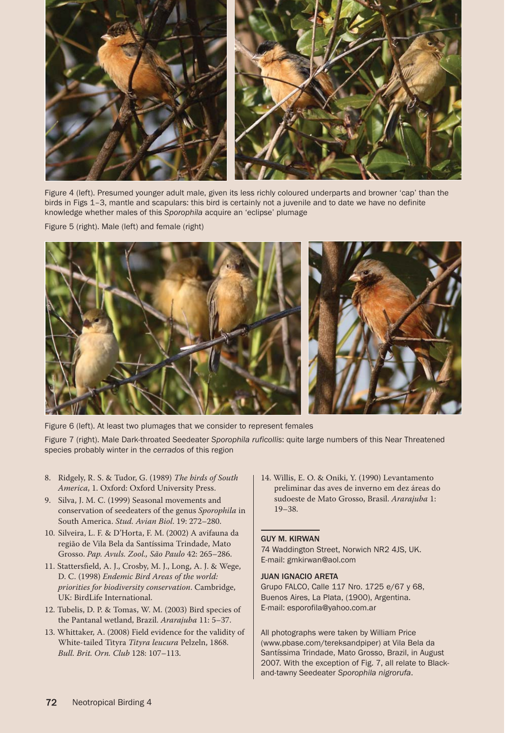Figure 4 (left). Presumed younger adult male, given its less richly coloured underparts and browner 'cap' than the birds in Figs 1–3, mantle and scapulars: this bird is certainly not a juvenile and to date we have no definite knowledge whether males of this *Sporophila* acquire an 'eclipse' plumage

Figure 5 (right). Male (left) and female (right)

Figure 6 (left). At least two plumages that we consider to represent females

Figure 7 (right). Male Dark-throated Seedeater *Sporophila ruficollis*: quite large numbers of this Near Threatened species probably winter in the *cerrados* of this region

8. Ridgely, R. S. & Tudor, G. (1989) *The birds of South America*, 1. Oxford: Oxford University Press.
9. Silva, J. M. C. (1999) Seasonal movements and conservation of seedeaters of the genus *Sporophila* in South America. *Stud. Avian Biol.* 19: 272–280.
10. Silveira, L. F. & D'Horta, F. M. (2002) A avifauna da região de Vila Bela da Santíssima Trindade, Mato Grosso. *Pap. Avuls. Zool., São Paulo* 42: 265–286.
11. Stattersfield, A. J., Crosby, M. J., Long, A. J. & Wege, D. C. (1998) *Endemic Bird Areas of the world: priorities for biodiversity conservation*. Cambridge, UK: BirdLife International.
12. Tubelis, D. P. & Tomas, W. M. (2003) Bird species of the Pantanal wetland, Brazil. *Ararajuba* 11: 5–37.
13. Whittaker, A. (2008) Field evidence for the validity of White-tailed Tityra *Tityra leucura* Pelzeln, 1868. *Bull. Brit. Orn. Club* 128: 107–113.
14. Willis, E. O. & Oniki, Y. (1990) Levantamento preliminar das aves de inverno em dez áreas do sudoeste de Mato Grosso, Brasil. *Ararajuba* 1: 19–38.

**GUY M. KIRWAN**

74 Waddington Street, Norwich NR2 4JS, UK.
E-mail: gmkirwan@aol.com

**JUAN IGNACIO ARETA**

Grupo FALCO, Calle 117 Nro. 1725 e/67 y 68, Buenos Aires, La Plata, (1900), Argentina.
E-mail: esporofila@yahoo.com.ar

All photographs were taken by William Price (www.pbase.com/tereksandpiper) at Vila Bela da Santíssima Trindade, Mato Grosso, Brazil, in August 2007. With the exception of Fig. 7, all relate to Black-and-tawny Seedeater *Sporophila nigrorufa*.